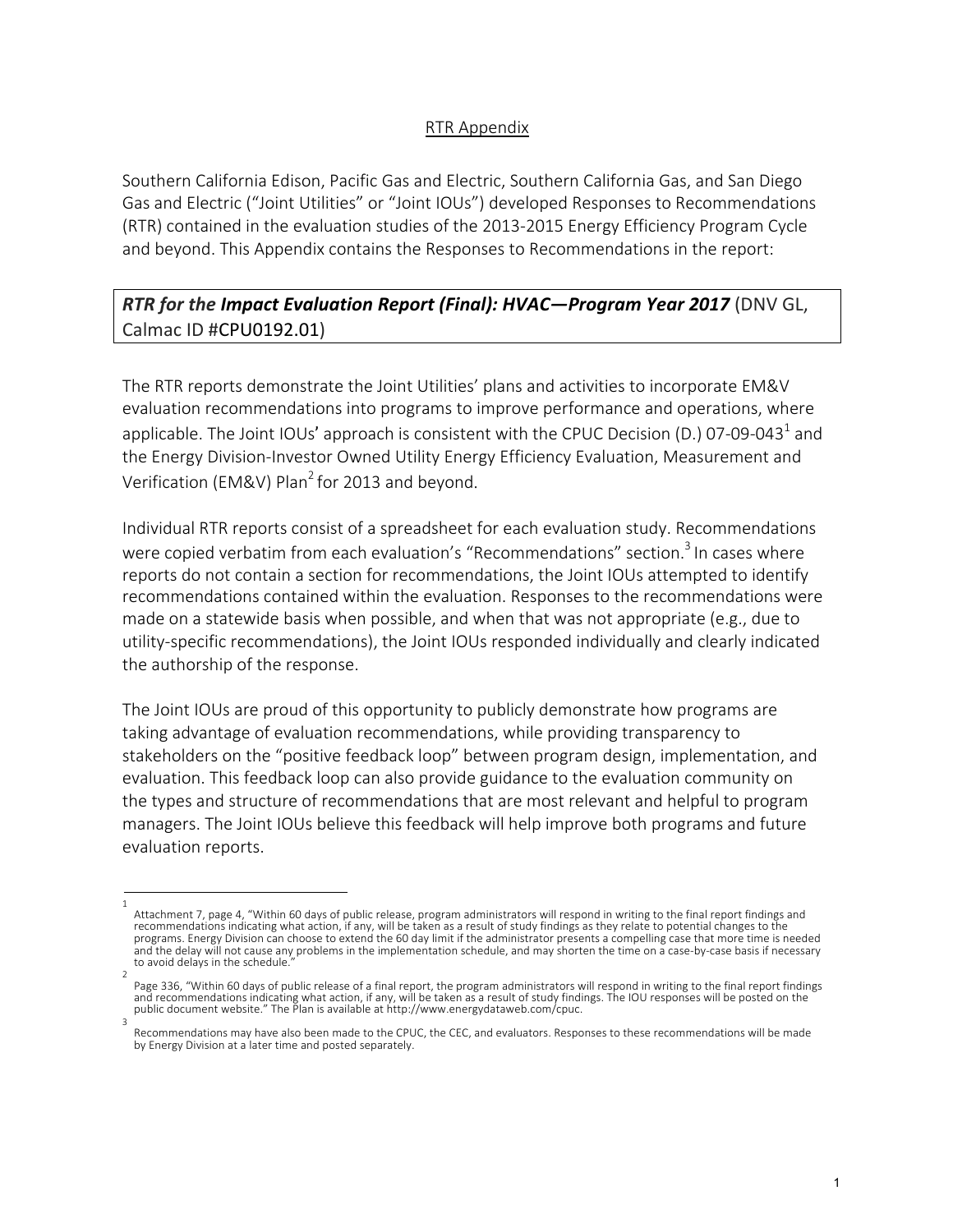## RTR Appendix

Southern California Edison, Pacific Gas and Electric, Southern California Gas, and San Diego Gas and Electric ("Joint Utilities" or "Joint IOUs") developed Responses to Recommendations (RTR) contained in the evaluation studies of the 2013-2015 Energy Efficiency Program Cycle and beyond. This Appendix contains the Responses to Recommendations in the report:

***RTR for the Impact Evaluation Report (Final): HVAC—Program Year 2017*** (DNV GL, Calmac ID #CPU0192.01)

The RTR reports demonstrate the Joint Utilities' plans and activities to incorporate EM&V evaluation recommendations into programs to improve performance and operations, where applicable. The Joint IOUs' approach is consistent with the CPUC Decision (D.) 07-09-043[1] and the Energy Division-Investor Owned Utility Energy Efficiency Evaluation, Measurement and Verification (EM&V) Plan[2] for 2013 and beyond.

Individual RTR reports consist of a spreadsheet for each evaluation study. Recommendations were copied verbatim from each evaluation's "Recommendations" section.[3] In cases where reports do not contain a section for recommendations, the Joint IOUs attempted to identify recommendations contained within the evaluation. Responses to the recommendations were made on a statewide basis when possible, and when that was not appropriate (e.g., due to utility-specific recommendations), the Joint IOUs responded individually and clearly indicated the authorship of the response.

The Joint IOUs are proud of this opportunity to publicly demonstrate how programs are taking advantage of evaluation recommendations, while providing transparency to stakeholders on the "positive feedback loop" between program design, implementation, and evaluation. This feedback loop can also provide guidance to the evaluation community on the types and structure of recommendations that are most relevant and helpful to program managers. The Joint IOUs believe this feedback will help improve both programs and future evaluation reports.

---

[1] Attachment 7, page 4, "Within 60 days of public release, program administrators will respond in writing to the final report findings and recommendations indicating what action, if any, will be taken as a result of study findings as they relate to potential changes to the programs. Energy Division can choose to extend the 60 day limit if the administrator presents a compelling case that more time is needed and the delay will not cause any problems in the implementation schedule, and may shorten the time on a case-by-case basis if necessary to avoid delays in the schedule."

[2] Page 336, "Within 60 days of public release of a final report, the program administrators will respond in writing to the final report findings and recommendations indicating what action, if any, will be taken as a result of study findings. The IOU responses will be posted on the public document website." The Plan is available at http://www.energydataweb.com/cpuc.

[3] Recommendations may have also been made to the CPUC, the CEC, and evaluators. Responses to these recommendations will be made by Energy Division at a later time and posted separately.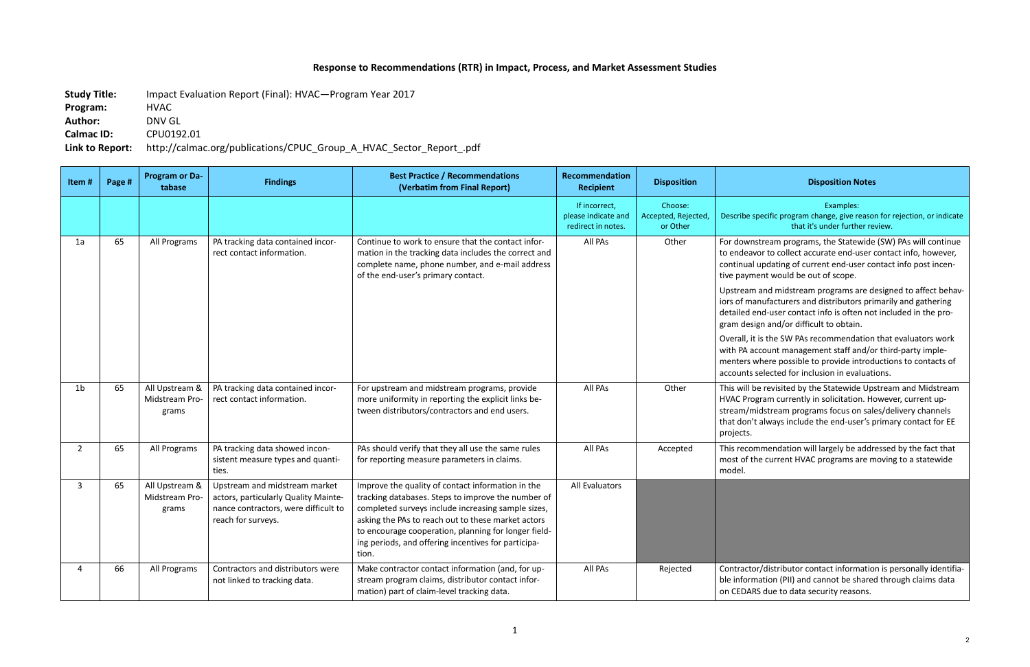# Response to Recommendations (RTR) in Impact, Process, and Market Assessment Studies

**Study Title:** Impact Evaluation Report (Final): HVAC—Program Year 2017
**Program:** HVAC
**Author:** DNV GL
**Calmac ID:** CPU0192.01
**Link to Report:** http://calmac.org/publications/CPUC_Group_A_HVAC_Sector_Report_.pdf

| Item # | Page # | Program or Database | Findings | Best Practice / Recommendations (Verbatim from Final Report) | Recommendation Recipient | Disposition | Disposition Notes |
|---|---|---|---|---|---|---|---|
| | | | | | If incorrect, please indicate and redirect in notes. | Choose: Accepted, Rejected, or Other | Examples: Describe specific program change, give reason for rejection, or indicate that it's under further review. |
| 1a | 65 | All Programs | PA tracking data contained incorrect contact information. | Continue to work to ensure that the contact information in the tracking data includes the correct and complete name, phone number, and e-mail address of the end-user's primary contact. | All PAs | Other | For downstream programs, the Statewide (SW) PAs will continue to endeavor to collect accurate end-user contact info, however, continual updating of current end-user contact info post incentive payment would be out of scope. Upstream and midstream programs are designed to affect behaviors of manufacturers and distributors primarily and gathering detailed end-user contact info is often not included in the program design and/or difficult to obtain. Overall, it is the SW PAs recommendation that evaluators work with PA account management staff and/or third-party implementers where possible to provide introductions to contacts of accounts selected for inclusion in evaluations. |
| 1b | 65 | All Upstream & Midstream Programs | PA tracking data contained incorrect contact information. | For upstream and midstream programs, provide more uniformity in reporting the explicit links between distributors/contractors and end users. | All PAs | Other | This will be revisited by the Statewide Upstream and Midstream HVAC Program currently in solicitation. However, current upstream/midstream programs focus on sales/delivery channels that don't always include the end-user's primary contact for EE projects. |
| 2 | 65 | All Programs | PA tracking data showed inconsistent measure types and quantities. | PAs should verify that they all use the same rules for reporting measure parameters in claims. | All PAs | Accepted | This recommendation will largely be addressed by the fact that most of the current HVAC programs are moving to a statewide model. |
| 3 | 65 | All Upstream & Midstream Programs | Upstream and midstream market actors, particularly Quality Maintenance contractors, were difficult to reach for surveys. | Improve the quality of contact information in the tracking databases. Steps to improve the number of completed surveys include increasing sample sizes, asking the PAs to reach out to these market actors to encourage cooperation, planning for longer fielding periods, and offering incentives for participation. | All Evaluators | | |
| 4 | 66 | All Programs | Contractors and distributors were not linked to tracking data. | Make contractor contact information (and, for upstream program claims, distributor contact information) part of claim-level tracking data. | All PAs | Rejected | Contractor/distributor contact information is personally identifiable information (PII) and cannot be shared through claims data on CEDARS due to data security reasons. |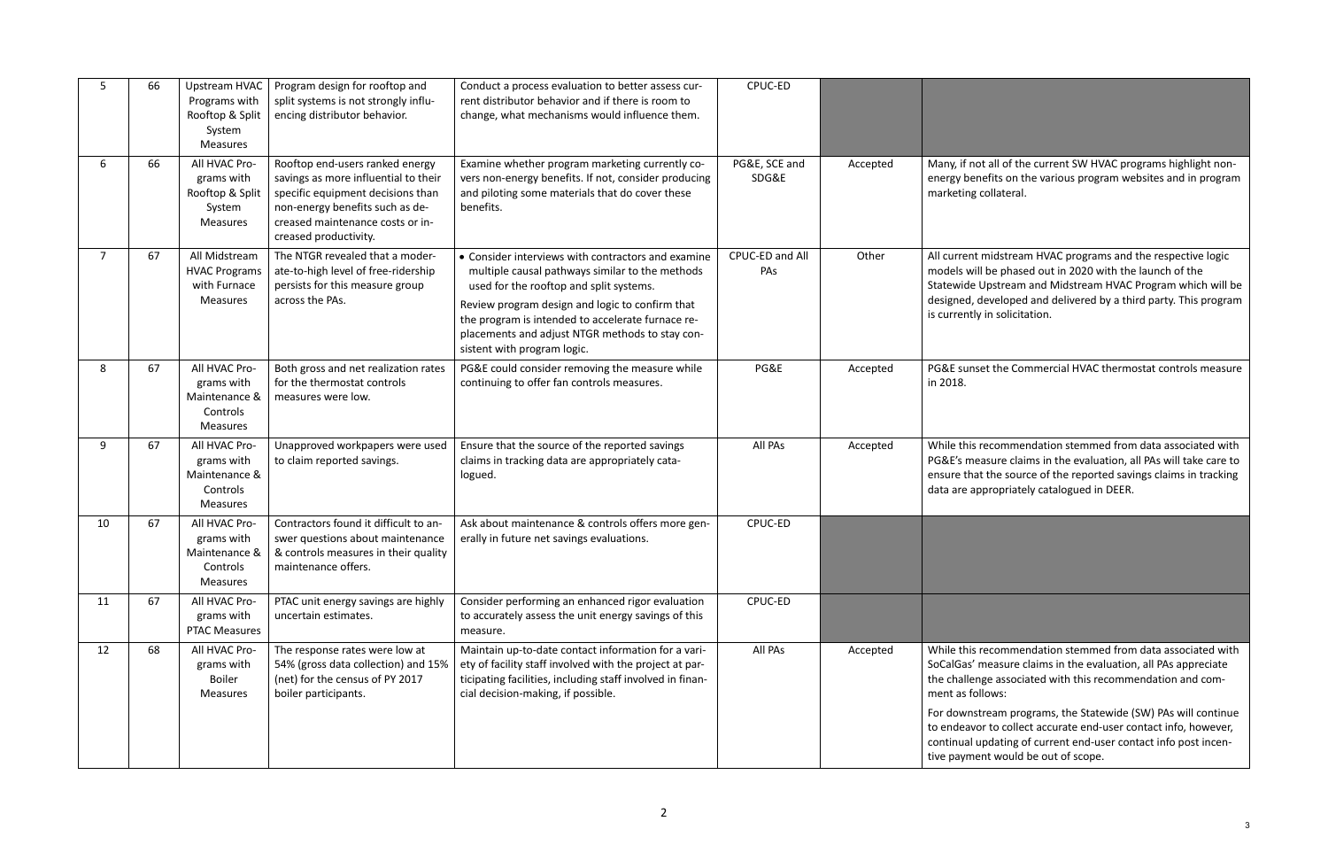| 5 | 66 | Upstream HVAC Programs with Rooftop & Split System Measures | Program design for rooftop and split systems is not strongly influencing distributor behavior. | Conduct a process evaluation to better assess current distributor behavior and if there is room to change, what mechanisms would influence them. | CPUC-ED | | |
|---|---|---|---|---|---|---|---|
| 6 | 66 | All HVAC Programs with Rooftop & Split System Measures | Rooftop end-users ranked energy savings as more influential to their specific equipment decisions than non-energy benefits such as decreased maintenance costs or increased productivity. | Examine whether program marketing currently covers non-energy benefits. If not, consider producing and piloting some materials that do cover these benefits. | PG&E, SCE and SDG&E | Accepted | Many, if not all of the current SW HVAC programs highlight non-energy benefits on the various program websites and in program marketing collateral. |
| 7 | 67 | All Midstream HVAC Programs with Furnace Measures | The NTGR revealed that a moderate-to-high level of free-ridership persists for this measure group across the PAs. | • Consider interviews with contractors and examine multiple causal pathways similar to the methods used for the rooftop and split systems.<br>Review program design and logic to confirm that the program is intended to accelerate furnace replacements and adjust NTGR methods to stay consistent with program logic. | CPUC-ED and All PAs | Other | All current midstream HVAC programs and the respective logic models will be phased out in 2020 with the launch of the Statewide Upstream and Midstream HVAC Program which will be designed, developed and delivered by a third party. This program is currently in solicitation. |
| 8 | 67 | All HVAC Programs with Maintenance & Controls Measures | Both gross and net realization rates for the thermostat controls measures were low. | PG&E could consider removing the measure while continuing to offer fan controls measures. | PG&E | Accepted | PG&E sunset the Commercial HVAC thermostat controls measure in 2018. |
| 9 | 67 | All HVAC Programs with Maintenance & Controls Measures | Unapproved workpapers were used to claim reported savings. | Ensure that the source of the reported savings claims in tracking data are appropriately catalogued. | All PAs | Accepted | While this recommendation stemmed from data associated with PG&E's measure claims in the evaluation, all PAs will take care to ensure that the source of the reported savings claims in tracking data are appropriately catalogued in DEER. |
| 10 | 67 | All HVAC Programs with Maintenance & Controls Measures | Contractors found it difficult to answer questions about maintenance & controls measures in their quality maintenance offers. | Ask about maintenance & controls offers more generally in future net savings evaluations. | CPUC-ED | | |
| 11 | 67 | All HVAC Programs with PTAC Measures | PTAC unit energy savings are highly uncertain estimates. | Consider performing an enhanced rigor evaluation to accurately assess the unit energy savings of this measure. | CPUC-ED | | |
| 12 | 68 | All HVAC Programs with Boiler Measures | The response rates were low at 54% (gross data collection) and 15% (net) for the census of PY 2017 boiler participants. | Maintain up-to-date contact information for a variety of facility staff involved with the project at participating facilities, including staff involved in financial decision-making, if possible. | All PAs | Accepted | While this recommendation stemmed from data associated with SoCalGas' measure claims in the evaluation, all PAs appreciate the challenge associated with this recommendation and comment as follows:<br>For downstream programs, the Statewide (SW) PAs will continue to endeavor to collect accurate end-user contact info, however, continual updating of current end-user contact info post incentive payment would be out of scope. |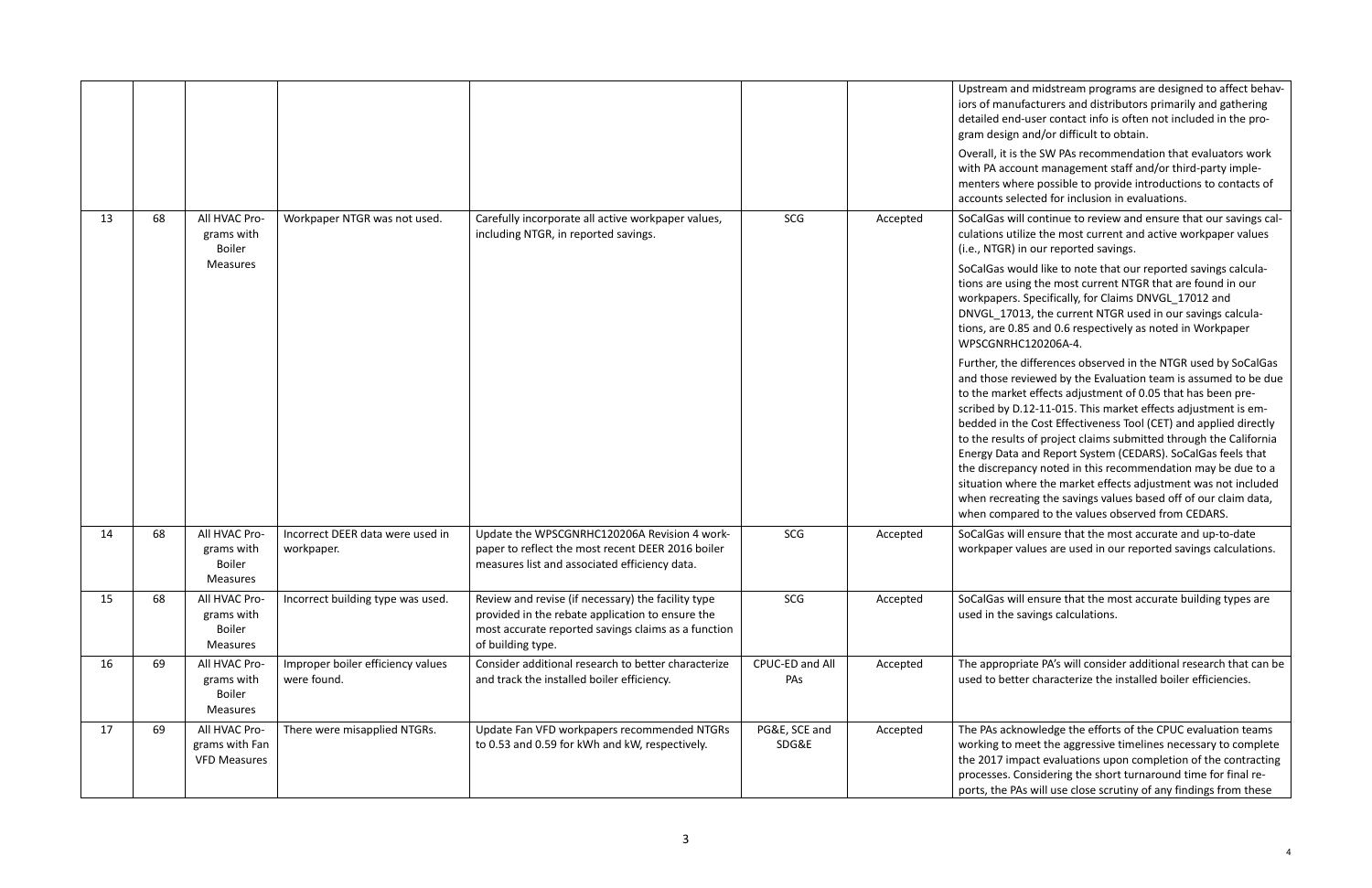| | | | | | | | |
|---|---|---|---|---|---|---|---|
| | | | | | | | Upstream and midstream programs are designed to affect behaviors of manufacturers and distributors primarily and gathering detailed end-user contact info is often not included in the program design and/or difficult to obtain.<br><br>Overall, it is the SW PAs recommendation that evaluators work with PA account management staff and/or third-party implementers where possible to provide introductions to contacts of accounts selected for inclusion in evaluations. |
| 13 | 68 | All HVAC Programs with Boiler Measures | Workpaper NTGR was not used. | Carefully incorporate all active workpaper values, including NTGR, in reported savings. | SCG | Accepted | SoCalGas will continue to review and ensure that our savings calculations utilize the most current and active workpaper values (i.e., NTGR) in our reported savings.<br><br>SoCalGas would like to note that our reported savings calculations are using the most current NTGR that are found in our workpapers. Specifically, for Claims DNVGL_17012 and DNVGL_17013, the current NTGR used in our savings calculations, are 0.85 and 0.6 respectively as noted in Workpaper WPSCGNRHC120206A-4.<br><br>Further, the differences observed in the NTGR used by SoCalGas and those reviewed by the Evaluation team is assumed to be due to the market effects adjustment of 0.05 that has been prescribed by D.12-11-015. This market effects adjustment is embedded in the Cost Effectiveness Tool (CET) and applied directly to the results of project claims submitted through the California Energy Data and Report System (CEDARS). SoCalGas feels that the discrepancy noted in this recommendation may be due to a situation where the market effects adjustment was not included when recreating the savings values based off of our claim data, when compared to the values observed from CEDARS. |
| 14 | 68 | All HVAC Programs with Boiler Measures | Incorrect DEER data were used in workpaper. | Update the WPSCGNRHC120206A Revision 4 workpaper to reflect the most recent DEER 2016 boiler measures list and associated efficiency data. | SCG | Accepted | SoCalGas will ensure that the most accurate and up-to-date workpaper values are used in our reported savings calculations. |
| 15 | 68 | All HVAC Programs with Boiler Measures | Incorrect building type was used. | Review and revise (if necessary) the facility type provided in the rebate application to ensure the most accurate reported savings claims as a function of building type. | SCG | Accepted | SoCalGas will ensure that the most accurate building types are used in the savings calculations. |
| 16 | 69 | All HVAC Programs with Boiler Measures | Improper boiler efficiency values were found. | Consider additional research to better characterize and track the installed boiler efficiency. | CPUC-ED and All PAs | Accepted | The appropriate PA's will consider additional research that can be used to better characterize the installed boiler efficiencies. |
| 17 | 69 | All HVAC Programs with Fan VFD Measures | There were misapplied NTGRs. | Update Fan VFD workpapers recommended NTGRs to 0.53 and 0.59 for kWh and kW, respectively. | PG&E, SCE and SDG&E | Accepted | The PAs acknowledge the efforts of the CPUC evaluation teams working to meet the aggressive timelines necessary to complete the 2017 impact evaluations upon completion of the contracting processes. Considering the short turnaround time for final reports, the PAs will use close scrutiny of any findings from these |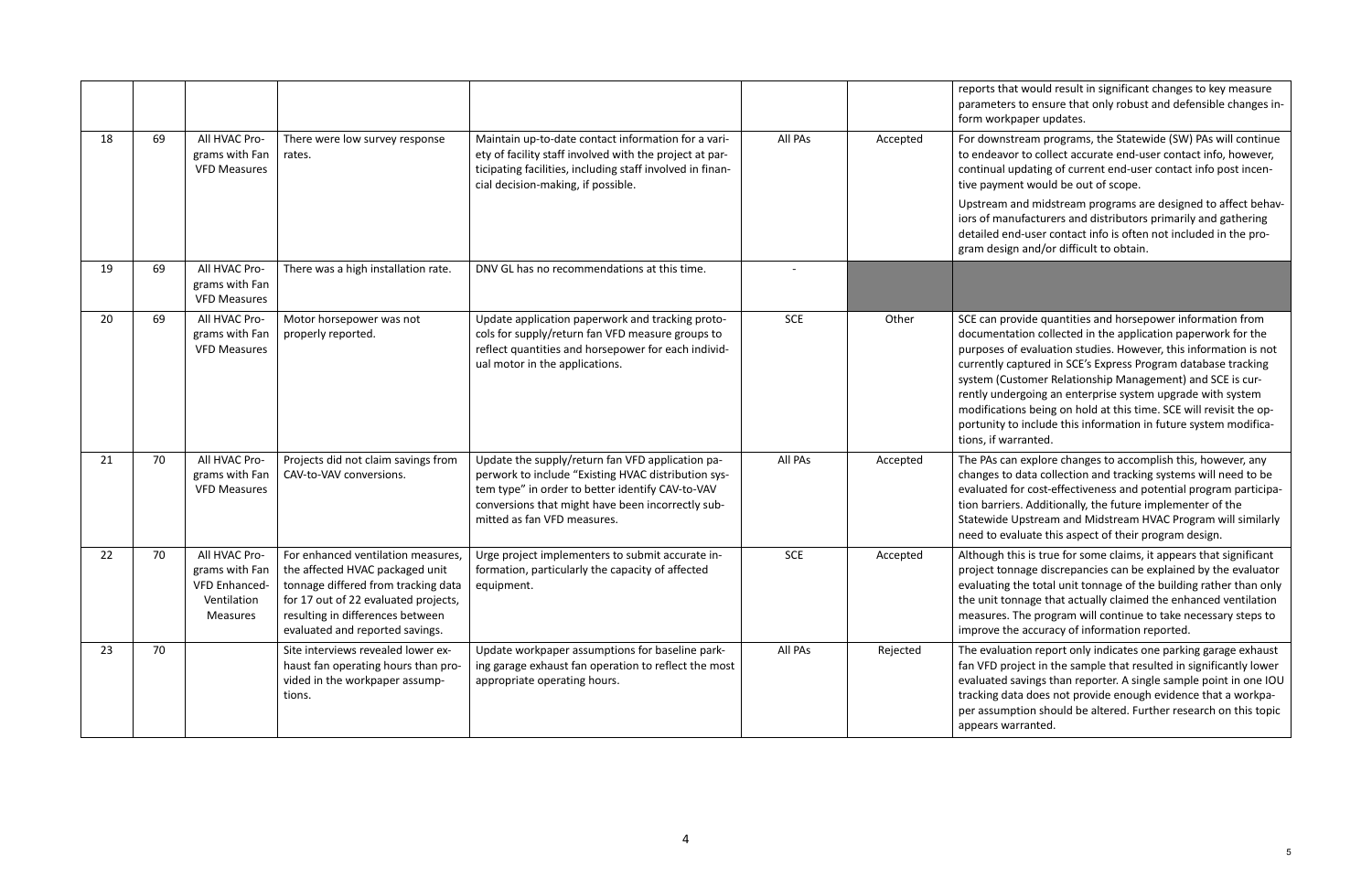| | | | | | | | |
|---|---|---|---|---|---|---|---|
| | | | | | | | reports that would result in significant changes to key measure parameters to ensure that only robust and defensible changes inform workpaper updates. |
| 18 | 69 | All HVAC Programs with Fan VFD Measures | There were low survey response rates. | Maintain up-to-date contact information for a variety of facility staff involved with the project at participating facilities, including staff involved in financial decision-making, if possible. | All PAs | Accepted | For downstream programs, the Statewide (SW) PAs will continue to endeavor to collect accurate end-user contact info, however, continual updating of current end-user contact info post incentive payment would be out of scope.<br><br>Upstream and midstream programs are designed to affect behaviors of manufacturers and distributors primarily and gathering detailed end-user contact info is often not included in the program design and/or difficult to obtain. |
| 19 | 69 | All HVAC Programs with Fan VFD Measures | There was a high installation rate. | DNV GL has no recommendations at this time. | - | | |
| 20 | 69 | All HVAC Programs with Fan VFD Measures | Motor horsepower was not properly reported. | Update application paperwork and tracking protocols for supply/return fan VFD measure groups to reflect quantities and horsepower for each individual motor in the applications. | SCE | Other | SCE can provide quantities and horsepower information from documentation collected in the application paperwork for the purposes of evaluation studies. However, this information is not currently captured in SCE's Express Program database tracking system (Customer Relationship Management) and SCE is currently undergoing an enterprise system upgrade with system modifications being on hold at this time. SCE will revisit the opportunity to include this information in future system modifications, if warranted. |
| 21 | 70 | All HVAC Programs with Fan VFD Measures | Projects did not claim savings from CAV-to-VAV conversions. | Update the supply/return fan VFD application paperwork and tracking protocols for supply/return fan VFD measure groups to include "Existing HVAC distribution system type" in order to better identify CAV-to-VAV conversions that might have been incorrectly submitted as fan VFD measures. | All PAs | Accepted | The PAs can explore changes to accomplish this, however, any changes to data collection and tracking systems will need to be evaluated for cost-effectiveness and potential program participation barriers. Additionally, the future implementer of the Statewide Upstream and Midstream HVAC Program will similarly need to evaluate this aspect of their program design. |
| 22 | 70 | All HVAC Programs with Fan VFD Enhanced-Ventilation Measures | For enhanced ventilation measures, the affected HVAC packaged unit tonnage differed from tracking data for 17 out of 22 evaluated projects, resulting in differences between evaluated and reported savings. | Urge project implementers to submit accurate information, particularly the capacity of affected equipment. | SCE | Accepted | Although this is true for some claims, it appears that significant project tonnage discrepancies can be explained by the evaluator evaluating the total unit tonnage of the building rather than only the unit tonnage that actually claimed the enhanced ventilation measures. The program will continue to take necessary steps to improve the accuracy of information reported. |
| 23 | 70 | | Site interviews revealed lower exhaust fan operating hours than provided in the workpaper assumptions. | Update workpaper assumptions for baseline parking garage exhaust fan operation to reflect the most appropriate operating hours. | All PAs | Rejected | The evaluation report only indicates one parking garage exhaust fan VFD project in the sample that resulted in significantly lower evaluated savings than reporter. A single sample point in one IOU tracking data does not provide enough evidence that a workpaper assumption should be altered. Further research on this topic appears warranted. |